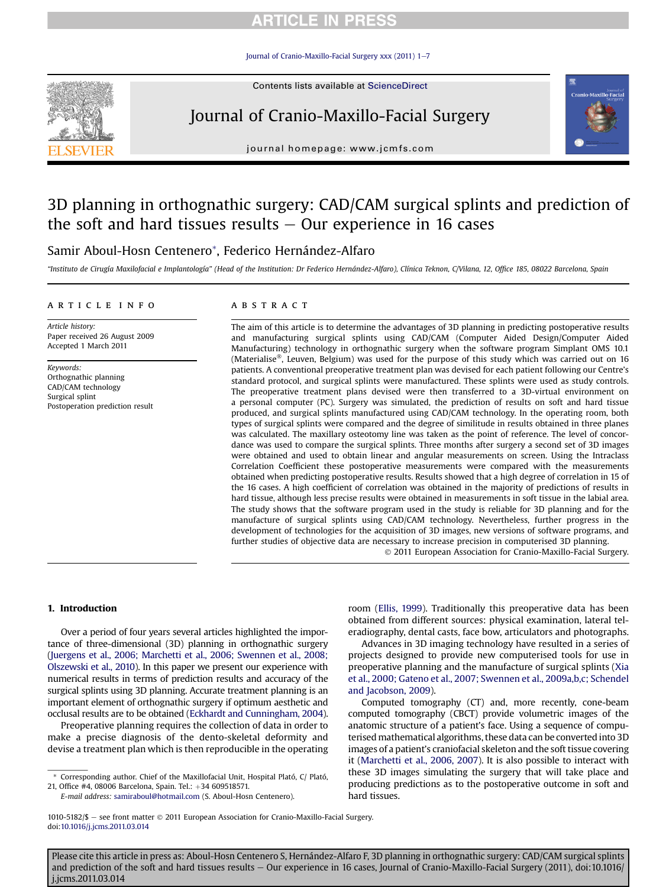# 3D planning in orthognathic surgery: CAD/CAM surgical splints and prediction of the soft and hard tissues results – Our experience in 16 cases

Samir Aboul-Hosn Centenero*, Federico Hernández-Alfaro

*"Instituto de Cirugía Maxilofacial e Implantología" (Head of the Institution: Dr Federico Hernández-Alfaro), Clínica Teknon, C/Vilana, 12, Office 185, 08022 Barcelona, Spain*

## ARTICLE INFO

*Article history:*
Paper received 26 August 2009
Accepted 1 March 2011

*Keywords:*
Orthognathic planning
CAD/CAM technology
Surgical splint
Postoperation prediction result

## ABSTRACT

The aim of this article is to determine the advantages of 3D planning in predicting postoperative results and manufacturing surgical splints using CAD/CAM (Computer Aided Design/Computer Aided Manufacturing) technology in orthognathic surgery when the software program Simplant OMS 10.1 (Materialise®, Leuven, Belgium) was used for the purpose of this study which was carried out on 16 patients. A conventional preoperative treatment plan was devised for each patient following our Centre's standard protocol, and surgical splints were manufactured. These splints were used as study controls. The preoperative treatment plans devised were then transferred to a 3D-virtual environment on a personal computer (PC). Surgery was simulated, the prediction of results on soft and hard tissue produced, and surgical splints manufactured using CAD/CAM technology. In the operating room, both types of surgical splints were compared and the degree of similitude in results obtained in three planes was calculated. The maxillary osteotomy line was taken as the point of reference. The level of concordance was used to compare the surgical splints. Three months after surgery a second set of 3D images were obtained and used to obtain linear and angular measurements on screen. Using the Intraclass Correlation Coefficient these postoperative measurements were compared with the measurements obtained when predicting postoperative results. Results showed that a high degree of correlation in 15 of the 16 cases. A high coefficient of correlation was obtained in the majority of predictions of results in hard tissue, although less precise results were obtained in measurements in soft tissue in the labial area. The study shows that the software program used in the study is reliable for 3D planning and for the manufacture of surgical splints using CAD/CAM technology. Nevertheless, further progress in the development of technologies for the acquisition of 3D images, new versions of software programs, and further studies of objective data are necessary to increase precision in computerised 3D planning.

© 2011 European Association for Cranio-Maxillo-Facial Surgery.

## 1. Introduction

Over a period of four years several articles highlighted the importance of three-dimensional (3D) planning in orthognathic surgery (Juergens et al., 2006; Marchetti et al., 2006; Swennen et al., 2008; Olszewski et al., 2010). In this paper we present our experience with numerical results in terms of prediction results and accuracy of the surgical splints using 3D planning. Accurate treatment planning is an important element of orthognathic surgery if optimum aesthetic and occlusal results are to be obtained (Eckhardt and Cunningham, 2004).

Preoperative planning requires the collection of data in order to make a precise diagnosis of the dento-skeletal deformity and devise a treatment plan which is then reproducible in the operating room (Ellis, 1999). Traditionally this preoperative data has been obtained from different sources: physical examination, lateral teleradiography, dental casts, face bow, articulators and photographs.

Advances in 3D imaging technology have resulted in a series of projects designed to provide new computerised tools for use in preoperative planning and the manufacture of surgical splints (Xia et al., 2000; Gateno et al., 2007; Swennen et al., 2009a,b,c; Schendel and Jacobson, 2009).

Computed tomography (CT) and, more recently, cone-beam computed tomography (CBCT) provide volumetric images of the anatomic structure of a patient's face. Using a sequence of computerised mathematical algorithms, these data can be converted into 3D images of a patient's craniofacial skeleton and the soft tissue covering it (Marchetti et al., 2006, 2007). It is also possible to interact with these 3D images simulating the surgery that will take place and producing predictions as to the postoperative outcome in soft and hard tissues.

\* Corresponding author. Chief of the Maxillofacial Unit, Hospital Plató, C/ Plató, 21, Office #4, 08006 Barcelona, Spain. Tel.: +34 609518571.
E-mail address: samiraboul@hotmail.com (S. Aboul-Hosn Centenero).

1010-5182/$ – see front matter © 2011 European Association for Cranio-Maxillo-Facial Surgery.
doi:10.1016/j.jcms.2011.03.014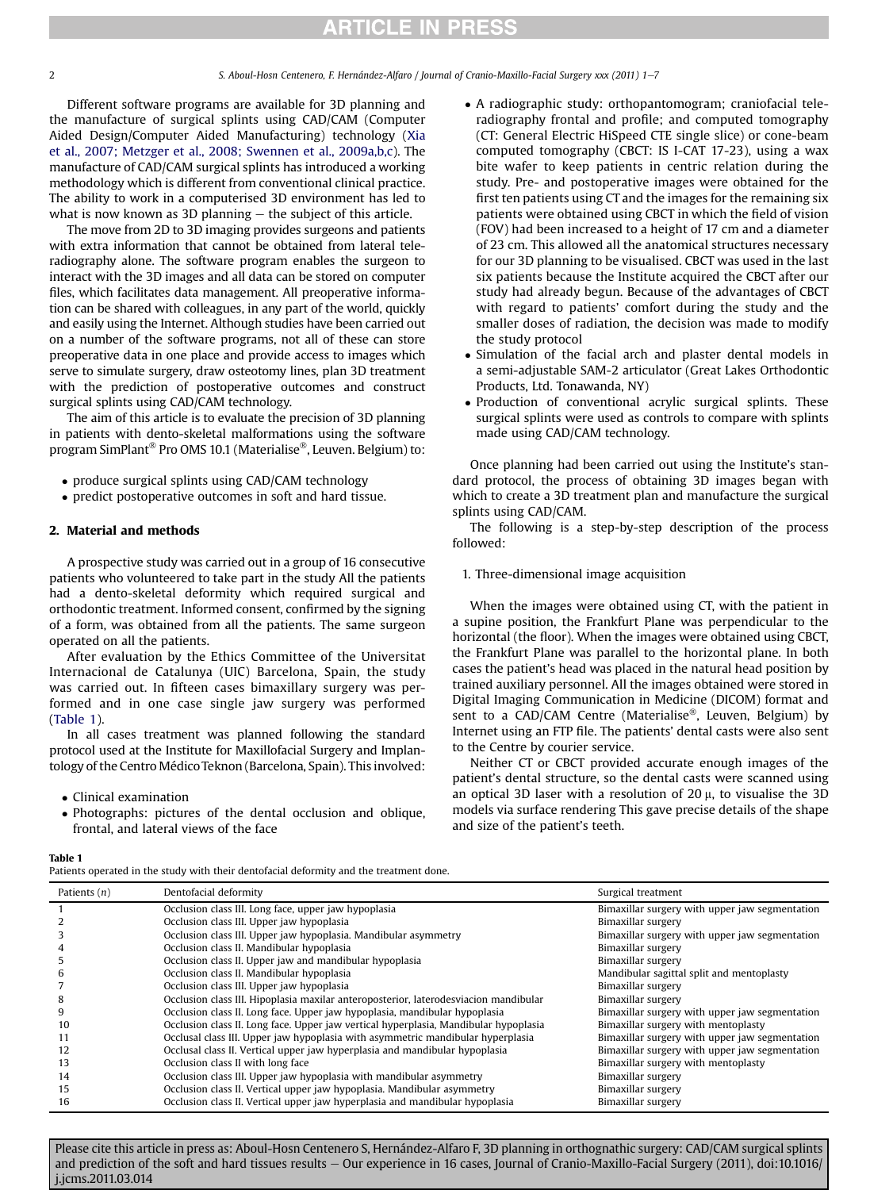Different software programs are available for 3D planning and the manufacture of surgical splints using CAD/CAM (Computer Aided Design/Computer Aided Manufacturing) technology (Xia et al., 2007; Metzger et al., 2008; Swennen et al., 2009a,b,c). The manufacture of CAD/CAM surgical splints has introduced a working methodology which is different from conventional clinical practice. The ability to work in a computerised 3D environment has led to what is now known as 3D planning – the subject of this article.

The move from 2D to 3D imaging provides surgeons and patients with extra information that cannot be obtained from lateral teleradiography alone. The software program enables the surgeon to interact with the 3D images and all data can be stored on computer files, which facilitates data management. All preoperative information can be shared with colleagues, in any part of the world, quickly and easily using the Internet. Although studies have been carried out on a number of the software programs, not all of these can store preoperative data in one place and provide access to images which serve to simulate surgery, draw osteotomy lines, plan 3D treatment with the prediction of postoperative outcomes and construct surgical splints using CAD/CAM technology.

The aim of this article is to evaluate the precision of 3D planning in patients with dento-skeletal malformations using the software program SimPlant® Pro OMS 10.1 (Materialise®, Leuven. Belgium) to:

- produce surgical splints using CAD/CAM technology
- predict postoperative outcomes in soft and hard tissue.

## 2. Material and methods

A prospective study was carried out in a group of 16 consecutive patients who volunteered to take part in the study All the patients had a dento-skeletal deformity which required surgical and orthodontic treatment. Informed consent, confirmed by the signing of a form, was obtained from all the patients. The same surgeon operated on all the patients.

After evaluation by the Ethics Committee of the Universitat Internacional de Catalunya (UIC) Barcelona, Spain, the study was carried out. In fifteen cases bimaxillary surgery was performed and in one case single jaw surgery was performed (Table 1).

In all cases treatment was planned following the standard protocol used at the Institute for Maxillofacial Surgery and Implantology of the Centro Médico Teknon (Barcelona, Spain). This involved:

- Clinical examination
- Photographs: pictures of the dental occlusion and oblique, frontal, and lateral views of the face
- A radiographic study: orthopantomogram; craniofacial teleradiography frontal and profile; and computed tomography (CT: General Electric HiSpeed CTE single slice) or cone-beam computed tomography (CBCT: IS I-CAT 17-23), using a wax bite wafer to keep patients in centric relation during the study. Pre- and postoperative images were obtained for the first ten patients using CT and the images for the remaining six patients were obtained using CBCT in which the field of vision (FOV) had been increased to a height of 17 cm and a diameter of 23 cm. This allowed all the anatomical structures necessary for our 3D planning to be visualised. CBCT was used in the last six patients because the Institute acquired the CBCT after our study had already begun. Because of the advantages of CBCT with regard to patients' comfort during the study and the smaller doses of radiation, the decision was made to modify the study protocol
- Simulation of the facial arch and plaster dental models in a semi-adjustable SAM-2 articulator (Great Lakes Orthodontic Products, Ltd. Tonawanda, NY)
- Production of conventional acrylic surgical splints. These surgical splints were used as controls to compare with splints made using CAD/CAM technology.

Once planning had been carried out using the Institute's standard protocol, the process of obtaining 3D images began with which to create a 3D treatment plan and manufacture the surgical splints using CAD/CAM.

The following is a step-by-step description of the process followed:

1. Three-dimensional image acquisition

When the images were obtained using CT, with the patient in a supine position, the Frankfurt Plane was perpendicular to the horizontal (the floor). When the images were obtained using CBCT, the Frankfurt Plane was parallel to the horizontal plane. In both cases the patient's head was placed in the natural head position by trained auxiliary personnel. All the images obtained were stored in Digital Imaging Communication in Medicine (DICOM) format and sent to a CAD/CAM Centre (Materialise®, Leuven, Belgium) by Internet using an FTP file. The patients' dental casts were also sent to the Centre by courier service.

Neither CT or CBCT provided accurate enough images of the patient's dental structure, so the dental casts were scanned using an optical 3D laser with a resolution of 20 μ, to visualise the 3D models via surface rendering This gave precise details of the shape and size of the patient's teeth.

**Table 1**
Patients operated in the study with their dentofacial deformity and the treatment done.

| Patients (*n*) | Dentofacial deformity | Surgical treatment |
|---|---|---|
| 1 | Occlusion class III. Long face, upper jaw hypoplasia | Bimaxillar surgery with upper jaw segmentation |
| 2 | Occlusion class III. Upper jaw hypoplasia | Bimaxillar surgery |
| 3 | Occlusion class III. Upper jaw hypoplasia. Mandibular asymmetry | Bimaxillar surgery with upper jaw segmentation |
| 4 | Occlusion class II. Mandibular hypoplasia | Bimaxillar surgery |
| 5 | Occlusion class II. Upper jaw and mandibular hypoplasia | Bimaxillar surgery |
| 6 | Occlusion class II. Mandibular hypoplasia | Mandibular sagittal split and mentoplasty |
| 7 | Occlusion class III. Upper jaw hypoplasia | Bimaxillar surgery |
| 8 | Occlusion class III. Hipoplasia maxilar anteroposterior, laterodesviacion mandibular | Bimaxillar surgery |
| 9 | Occlusion class II. Long face. Upper jaw hypoplasia, mandibular hypoplasia | Bimaxillar surgery with upper jaw segmentation |
| 10 | Occlusion class II. Long face. Upper jaw vertical hyperplasia, Mandibular hypoplasia | Bimaxillar surgery with mentoplasty |
| 11 | Occlusal class III. Upper jaw hypoplasia with asymmetric mandibular hyperplasia | Bimaxillar surgery with upper jaw segmentation |
| 12 | Occlusal class II. Vertical upper jaw hyperplasia and mandibular hypoplasia | Bimaxillar surgery with upper jaw segmentation |
| 13 | Occlusion class II with long face | Bimaxillar surgery with mentoplasty |
| 14 | Occlusion class III. Upper jaw hypoplasia with mandibular asymmetry | Bimaxillar surgery |
| 15 | Occlusion class II. Vertical upper jaw hypoplasia. Mandibular asymmetry | Bimaxillar surgery |
| 16 | Occlusion class II. Vertical upper jaw hyperplasia and mandibular hypoplasia | Bimaxillar surgery |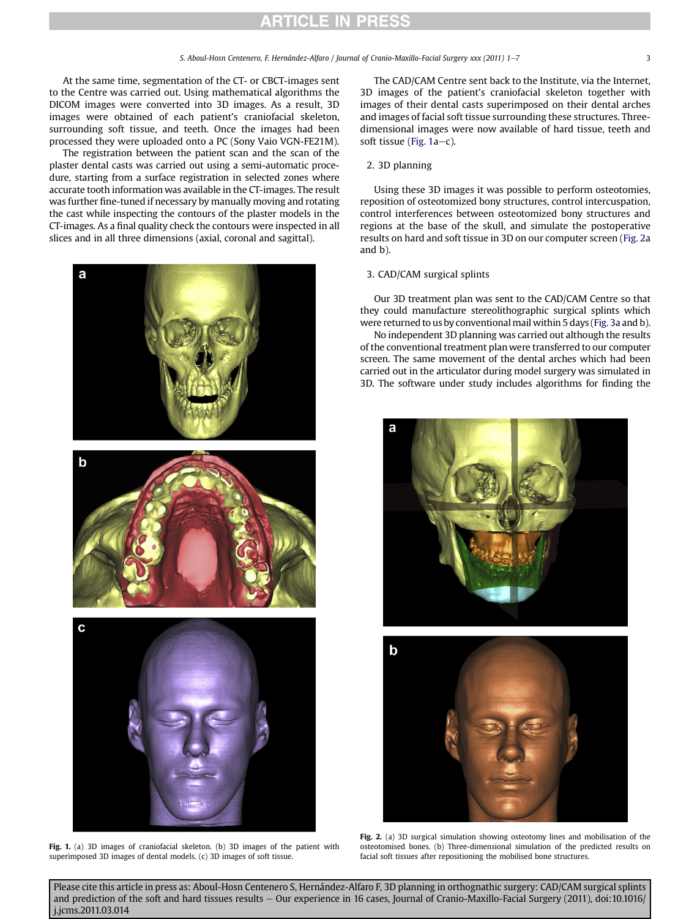At the same time, segmentation of the CT- or CBCT-images sent to the Centre was carried out. Using mathematical algorithms the DICOM images were converted into 3D images. As a result, 3D images were obtained of each patient's craniofacial skeleton, surrounding soft tissue, and teeth. Once the images had been processed they were uploaded onto a PC (Sony Vaio VGN-FE21M).

The registration between the patient scan and the scan of the plaster dental casts was carried out using a semi-automatic procedure, starting from a surface registration in selected zones where accurate tooth information was available in the CT-images. The result was further fine-tuned if necessary by manually moving and rotating the cast while inspecting the contours of the plaster models in the CT-images. As a final quality check the contours were inspected in all slices and in all three dimensions (axial, coronal and sagittal).

**Fig. 1.** (a) 3D images of craniofacial skeleton. (b) 3D images of the patient with superimposed 3D images of dental models. (c) 3D images of soft tissue.

The CAD/CAM Centre sent back to the Institute, via the Internet, 3D images of the patient's craniofacial skeleton together with images of their dental casts superimposed on their dental arches and images of facial soft tissue surrounding these structures. Three-dimensional images were now available of hard tissue, teeth and soft tissue (Fig. 1a–c).

2. 3D planning

Using these 3D images it was possible to perform osteotomies, reposition of osteotomized bony structures, control intercuspation, control interferences between osteotomized bony structures and regions at the base of the skull, and simulate the postoperative results on hard and soft tissue in 3D on our computer screen (Fig. 2a and b).

3. CAD/CAM surgical splints

Our 3D treatment plan was sent to the CAD/CAM Centre so that they could manufacture stereolithographic surgical splints which were returned to us by conventional mail within 5 days (Fig. 3a and b).

No independent 3D planning was carried out although the results of the conventional treatment plan were transferred to our computer screen. The same movement of the dental arches which had been carried out in the articulator during model surgery was simulated in 3D. The software under study includes algorithms for finding the

**Fig. 2.** (a) 3D surgical simulation showing osteotomy lines and mobilisation of the osteotomised bones. (b) Three-dimensional simulation of the predicted results on facial soft tissues after repositioning the mobilised bone structures.

Please cite this article in press as: Aboul-Hosn Centenero S, Hernández-Alfaro F, 3D planning in orthognathic surgery: CAD/CAM surgical splints and prediction of the soft and hard tissues results – Our experience in 16 cases, Journal of Cranio-Maxillo-Facial Surgery (2011), doi:10.1016/j.jcms.2011.03.014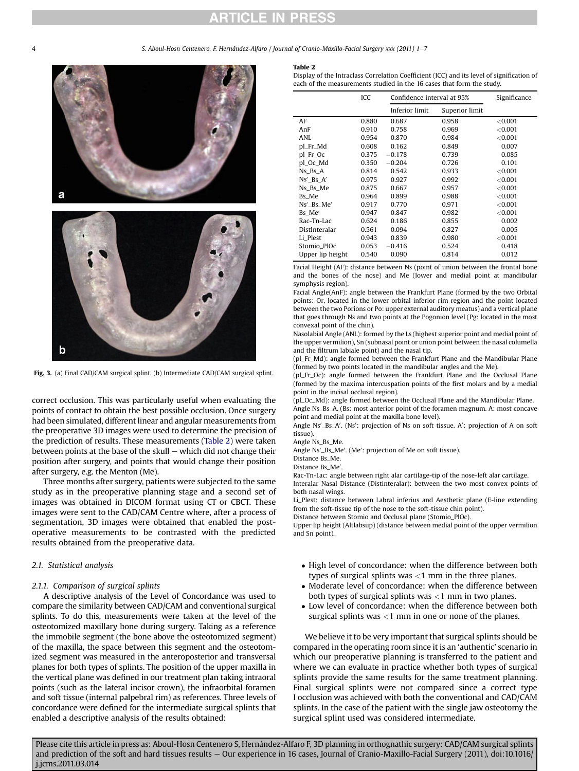Fig. 3. (a) Final CAD/CAM surgical splint. (b) Intermediate CAD/CAM surgical splint.

correct occlusion. This was particularly useful when evaluating the points of contact to obtain the best possible occlusion. Once surgery had been simulated, different linear and angular measurements from the preoperative 3D images were used to determine the precision of the prediction of results. These measurements (Table 2) were taken between points at the base of the skull – which did not change their position after surgery, and points that would change their position after surgery, e.g. the Menton (Me).

Three months after surgery, patients were subjected to the same study as in the preoperative planning stage and a second set of images was obtained in DICOM format using CT or CBCT. These images were sent to the CAD/CAM Centre where, after a process of segmentation, 3D images were obtained that enabled the postoperative measurements to be contrasted with the predicted results obtained from the preoperative data.

### 2.1. Statistical analysis

#### 2.1.1. Comparison of surgical splints

A descriptive analysis of the Level of Concordance was used to compare the similarity between CAD/CAM and conventional surgical splints. To do this, measurements were taken at the level of the osteotomized maxillary bone during surgery. Taking as a reference the immobile segment (the bone above the osteotomized segment) of the maxilla, the space between this segment and the osteotomized segment was measured in the anteroposterior and transversal planes for both types of splints. The position of the upper maxilla in the vertical plane was defined in our treatment plan taking intraoral points (such as the lateral incisor crown), the infraorbital foramen and soft tissue (internal palpebral rim) as references. Three levels of concordance were defined for the intermediate surgical splints that enabled a descriptive analysis of the results obtained:

**Table 2**
Display of the Intraclass Correlation Coefficient (ICC) and its level of signification of each of the measurements studied in the 16 cases that form the study.

| | ICC | Confidence interval at 95% | | Significance |
|---|---|---|---|---|
| | | Inferior limit | Superior limit | |
| AF | 0.880 | 0.687 | 0.958 | <0.001 |
| AnF | 0.910 | 0.758 | 0.969 | <0.001 |
| ANL | 0.954 | 0.870 | 0.984 | <0.001 |
| pl_Fr_Md | 0.608 | 0.162 | 0.849 | 0.007 |
| pl_Fr_Oc | 0.375 | −0.178 | 0.739 | 0.085 |
| pl_Oc_Md | 0.350 | −0.204 | 0.726 | 0.101 |
| Ns_Bs_A | 0.814 | 0.542 | 0.933 | <0.001 |
| Ns′_Bs_A′ | 0.975 | 0.927 | 0.992 | <0.001 |
| Ns_Bs_Me | 0.875 | 0.667 | 0.957 | <0.001 |
| Bs_Me | 0.964 | 0.899 | 0.988 | <0.001 |
| Ns′_Bs_Me′ | 0.917 | 0.770 | 0.971 | <0.001 |
| Bs_Me′ | 0.947 | 0.847 | 0.982 | <0.001 |
| Rac-Tn-Lac | 0.624 | 0.186 | 0.855 | 0.002 |
| DistInteralar | 0.561 | 0.094 | 0.827 | 0.005 |
| Li_Plest | 0.943 | 0.839 | 0.980 | <0.001 |
| Stomio_PlOc | 0.053 | −0.416 | 0.524 | 0.418 |
| Upper lip height | 0.540 | 0.090 | 0.814 | 0.012 |

Facial Height (AF): distance between Ns (point of union between the frontal bone and the bones of the nose) and Me (lower and medial point at mandibular symphysis region).
Facial Angle(AnF): angle between the Frankfurt Plane (formed by the two Orbital points: Or, located in the lower orbital inferior rim region and the point located between the two Porions or Po: upper external auditory meatus) and a vertical plane that goes through Ns and two points at the Pogonion level (Pg: located in the most convexal point of the chin).
Nasolabial Angle (ANL): formed by the Ls (highest superior point and medial point of the upper vermilion), Sn (subnasal point or union point between the nasal columella and the filtrum labiale point) and the nasal tip.
(pl_Fr_Md): angle formed between the Frankfurt Plane and the Mandibular Plane (formed by two points located in the mandibular angles and the Me).
(pl_Fr_Oc): angle formed between the Frankfurt Plane and the Occlusal Plane (formed by the maxima intercuspation points of the first molars and by a medial point in the incisal occlusal region).
(pl_Oc_Md): angle formed between the Occlusal Plane and the Mandibular Plane.
Angle Ns_Bs_A. (Bs: most anterior point of the foramen magnum. A: most concave point and medial point at the maxilla bone level).
Angle Ns′_Bs_A′. (Ns′: projection of Ns on soft tissue. A′: projection of A on soft tissue).
Angle Ns_Bs_Me.
Angle Ns′_Bs_Me′. (Me′: projection of Me on soft tissue).
Distance Bs_Me.
Distance Bs_Me′.
Rac-Tn-Lac: angle between right alar cartilage-tip of the nose-left alar cartilage.
Interalar Nasal Distance (Distinteralar): between the two most convex points of both nasal wings.
Li_Plest: distance between Labral inferius and Aesthetic plane (E-line extending from the soft-tissue tip of the nose to the soft-tissue chin point).
Distance between Stomio and Occlusal plane (Stomio_PlOc).
Upper lip height (Altlabsup) (distance between medial point of the upper vermilion and Sn point).

- High level of concordance: when the difference between both types of surgical splints was <1 mm in the three planes.
- Moderate level of concordance: when the difference between both types of surgical splints was <1 mm in two planes.
- Low level of concordance: when the difference between both surgical splints was <1 mm in one or none of the planes.

We believe it to be very important that surgical splints should be compared in the operating room since it is an ‘authentic’ scenario in which our preoperative planning is transferred to the patient and where we can evaluate in practice whether both types of surgical splints provide the same results for the same treatment planning. Final surgical splints were not compared since a correct type I occlusion was achieved with both the conventional and CAD/CAM splints. In the case of the patient with the single jaw osteotomy the surgical splint used was considered intermediate.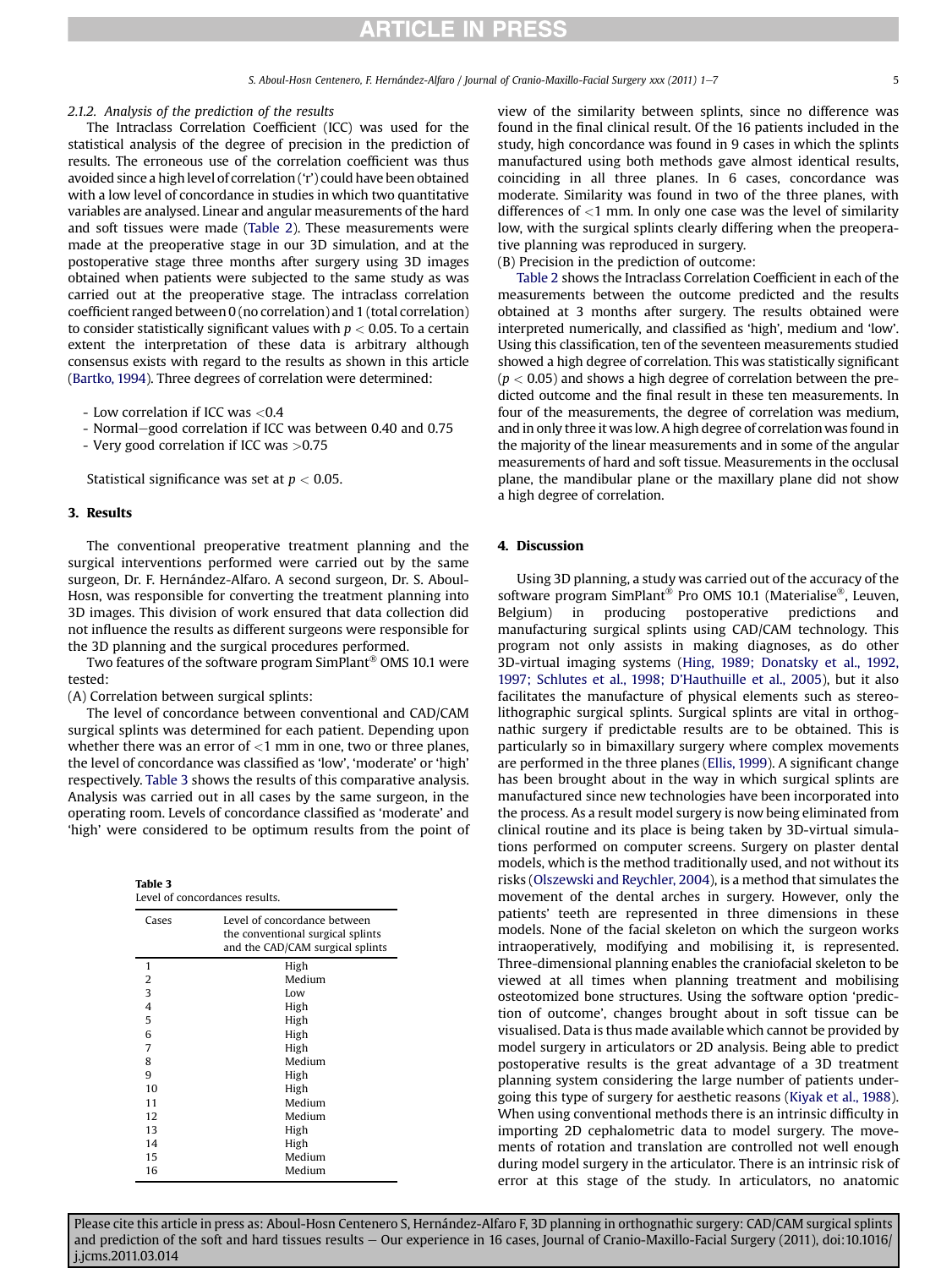#### 2.1.2. Analysis of the prediction of the results

The Intraclass Correlation Coefficient (ICC) was used for the statistical analysis of the degree of precision in the prediction of results. The erroneous use of the correlation coefficient was thus avoided since a high level of correlation ('r') could have been obtained with a low level of concordance in studies in which two quantitative variables are analysed. Linear and angular measurements of the hard and soft tissues were made (Table 2). These measurements were made at the preoperative stage in our 3D simulation, and at the postoperative stage three months after surgery using 3D images obtained when patients were subjected to the same study as was carried out at the preoperative stage. The intraclass correlation coefficient ranged between 0 (no correlation) and 1 (total correlation) to consider statistically significant values with $p < 0.05$. To a certain extent the interpretation of these data is arbitrary although consensus exists with regard to the results as shown in this article (Bartko, 1994). Three degrees of correlation were determined:

- Low correlation if ICC was <0.4
- Normal–good correlation if ICC was between 0.40 and 0.75
- Very good correlation if ICC was >0.75

Statistical significance was set at $p < 0.05$.

## 3. Results

The conventional preoperative treatment planning and the surgical interventions performed were carried out by the same surgeon, Dr. F. Hernández-Alfaro. A second surgeon, Dr. S. Aboul-Hosn, was responsible for converting the treatment planning into 3D images. This division of work ensured that data collection did not influence the results as different surgeons were responsible for the 3D planning and the surgical procedures performed.

Two features of the software program SimPlant® OMS 10.1 were tested:

(A) Correlation between surgical splints:

The level of concordance between conventional and CAD/CAM surgical splints was determined for each patient. Depending upon whether there was an error of <1 mm in one, two or three planes, the level of concordance was classified as 'low', 'moderate' or 'high' respectively. Table 3 shows the results of this comparative analysis. Analysis was carried out in all cases by the same surgeon, in the operating room. Levels of concordance classified as 'moderate' and 'high' were considered to be optimum results from the point of view of the similarity between splints, since no difference was found in the final clinical result. Of the 16 patients included in the study, high concordance was found in 9 cases in which the splints manufactured using both methods gave almost identical results, coinciding in all three planes. In 6 cases, concordance was moderate. Similarity was found in two of the three planes, with differences of <1 mm. In only one case was the level of similarity low, with the surgical splints clearly differing when the preoperative planning was reproduced in surgery.

(B) Precision in the prediction of outcome:

Table 2 shows the Intraclass Correlation Coefficient in each of the measurements between the outcome predicted and the results obtained at 3 months after surgery. The results obtained were interpreted numerically, and classified as 'high', medium and 'low'. Using this classification, ten of the seventeen measurements studied showed a high degree of correlation. This was statistically significant ($p < 0.05$) and shows a high degree of correlation between the predicted outcome and the final result in these ten measurements. In four of the measurements, the degree of correlation was medium, and in only three it was low. A high degree of correlation was found in the majority of the linear measurements and in some of the angular measurements of hard and soft tissue. Measurements in the occlusal plane, the mandibular plane or the maxillary plane did not show a high degree of correlation.

**Table 3**
Level of concordances results.

| Cases | Level of concordance between the conventional surgical splints and the CAD/CAM surgical splints |
|---|---|
| 1 | High |
| 2 | Medium |
| 3 | Low |
| 4 | High |
| 5 | High |
| 6 | High |
| 7 | High |
| 8 | Medium |
| 9 | High |
| 10 | High |
| 11 | Medium |
| 12 | Medium |
| 13 | High |
| 14 | High |
| 15 | Medium |
| 16 | Medium |

## 4. Discussion

Using 3D planning, a study was carried out of the accuracy of the software program SimPlant® Pro OMS 10.1 (Materialise®, Leuven, Belgium) in producing postoperative predictions and manufacturing surgical splints using CAD/CAM technology. This program not only assists in making diagnoses, as do other 3D-virtual imaging systems (Hing, 1989; Donatsky et al., 1992, 1997; Schlutes et al., 1998; D'Hauthuille et al., 2005), but it also facilitates the manufacture of physical elements such as stereolithographic surgical splints. Surgical splints are vital in orthognathic surgery if predictable results are to be obtained. This is particularly so in bimaxillary surgery where complex movements are performed in the three planes (Ellis, 1999). A significant change has been brought about in the way in which surgical splints are manufactured since new technologies have been incorporated into the process. As a result model surgery is now being eliminated from clinical routine and its place is being taken by 3D-virtual simulations performed on computer screens. Surgery on plaster dental models, which is the method traditionally used, and not without its risks (Olszewski and Reychler, 2004), is a method that simulates the movement of the dental arches in surgery. However, only the patients' teeth are represented in three dimensions in these models. None of the facial skeleton on which the surgeon works intraoperatively, modifying and mobilising it, is represented. Three-dimensional planning enables the craniofacial skeleton to be viewed at all times when planning treatment and mobilising osteotomized bone structures. Using the software option 'prediction of outcome', changes brought about in soft tissue can be visualised. Data is thus made available which cannot be provided by model surgery in articulators or 2D analysis. Being able to predict postoperative results is the great advantage of a 3D treatment planning system considering the large number of patients undergoing this type of surgery for aesthetic reasons (Kiyak et al., 1988). When using conventional methods there is an intrinsic difficulty in importing 2D cephalometric data to model surgery. The movements of rotation and translation are controlled not well enough during model surgery in the articulator. There is an intrinsic risk of error at this stage of the study. In articulators, no anatomic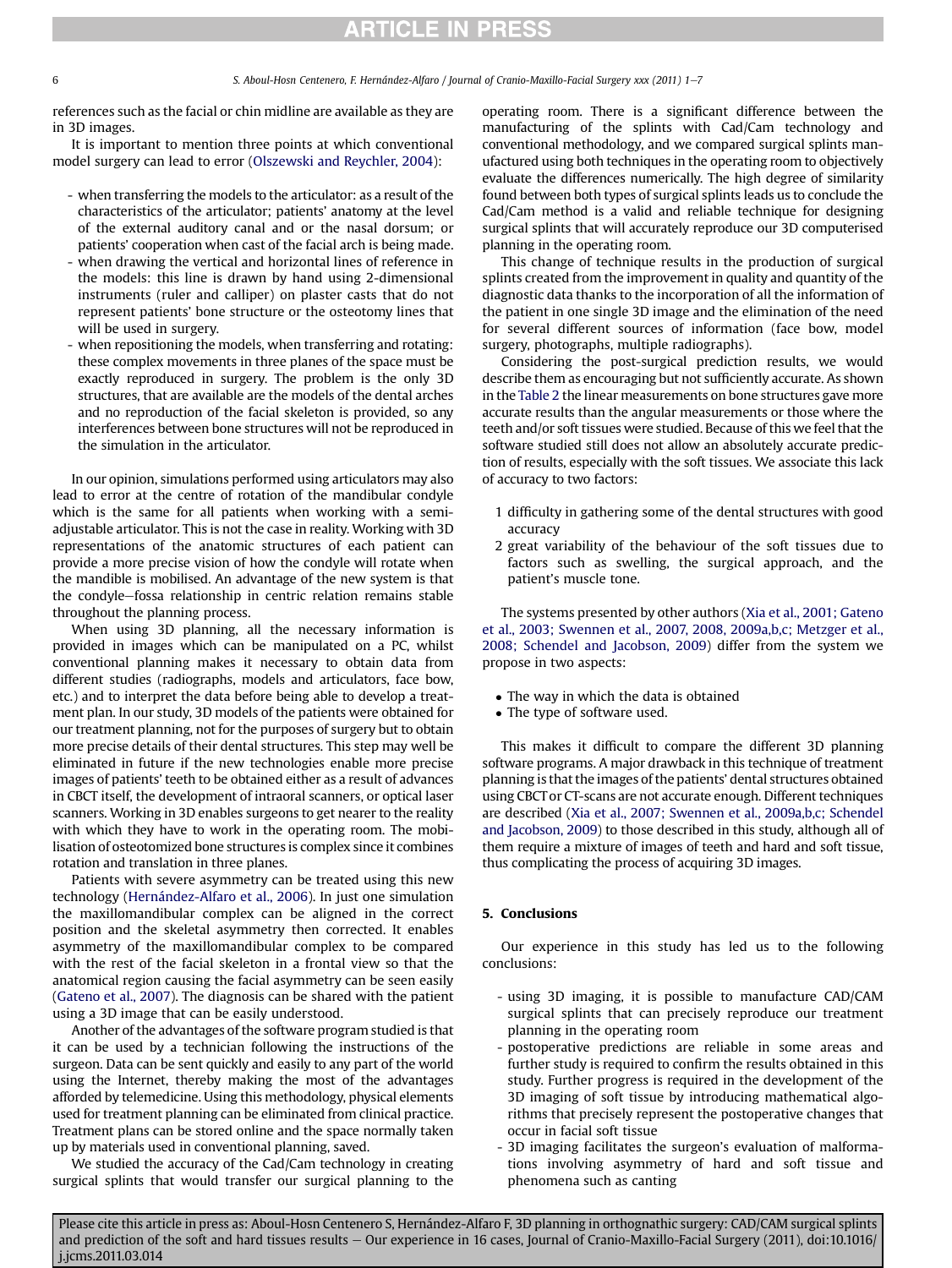references such as the facial or chin midline are available as they are in 3D images.

It is important to mention three points at which conventional model surgery can lead to error (Olszewski and Reychler, 2004):

- when transferring the models to the articulator: as a result of the characteristics of the articulator; patients' anatomy at the level of the external auditory canal and or the nasal dorsum; or patients' cooperation when cast of the facial arch is being made.
- when drawing the vertical and horizontal lines of reference in the models: this line is drawn by hand using 2-dimensional instruments (ruler and calliper) on plaster casts that do not represent patients' bone structure or the osteotomy lines that will be used in surgery.
- when repositioning the models, when transferring and rotating: these complex movements in three planes of the space must be exactly reproduced in surgery. The problem is the only 3D structures, that are available are the models of the dental arches and no reproduction of the facial skeleton is provided, so any interferences between bone structures will not be reproduced in the simulation in the articulator.

In our opinion, simulations performed using articulators may also lead to error at the centre of rotation of the mandibular condyle which is the same for all patients when working with a semi-adjustable articulator. This is not the case in reality. Working with 3D representations of the anatomic structures of each patient can provide a more precise vision of how the condyle will rotate when the mandible is mobilised. An advantage of the new system is that the condyle–fossa relationship in centric relation remains stable throughout the planning process.

When using 3D planning, all the necessary information is provided in images which can be manipulated on a PC, whilst conventional planning makes it necessary to obtain data from different studies (radiographs, models and articulators, face bow, etc.) and to interpret the data before being able to develop a treatment plan. In our study, 3D models of the patients were obtained for our treatment planning, not for the purposes of surgery but to obtain more precise details of their dental structures. This step may well be eliminated in future if the new technologies enable more precise images of patients' teeth to be obtained either as a result of advances in CBCT itself, the development of intraoral scanners, or optical laser scanners. Working in 3D enables surgeons to get nearer to the reality with which they have to work in the operating room. The mobilisation of osteotomized bone structures is complex since it combines rotation and translation in three planes.

Patients with severe asymmetry can be treated using this new technology (Hernández-Alfaro et al., 2006). In just one simulation the maxillomandibular complex can be aligned in the correct position and the skeletal asymmetry then corrected. It enables asymmetry of the maxillomandibular complex to be compared with the rest of the facial skeleton in a frontal view so that the anatomical region causing the facial asymmetry can be seen easily (Gateno et al., 2007). The diagnosis can be shared with the patient using a 3D image that can be easily understood.

Another of the advantages of the software program studied is that it can be used by a technician following the instructions of the surgeon. Data can be sent quickly and easily to any part of the world using the Internet, thereby making the most of the advantages afforded by telemedicine. Using this methodology, physical elements used for treatment planning can be eliminated from clinical practice. Treatment plans can be stored online and the space normally taken up by materials used in conventional planning, saved.

We studied the accuracy of the Cad/Cam technology in creating surgical splints that would transfer our surgical planning to the operating room. There is a significant difference between the manufacturing of the splints with Cad/Cam technology and conventional methodology, and we compared surgical splints manufactured using both techniques in the operating room to objectively evaluate the differences numerically. The high degree of similarity found between both types of surgical splints leads us to conclude the Cad/Cam method is a valid and reliable technique for designing surgical splints that will accurately reproduce our 3D computerised planning in the operating room.

This change of technique results in the production of surgical splints created from the improvement in quality and quantity of the diagnostic data thanks to the incorporation of all the information of the patient in one single 3D image and the elimination of the need for several different sources of information (face bow, model surgery, photographs, multiple radiographs).

Considering the post-surgical prediction results, we would describe them as encouraging but not sufficiently accurate. As shown in the Table 2 the linear measurements on bone structures gave more accurate results than the angular measurements or those where the teeth and/or soft tissues were studied. Because of this we feel that the software studied still does not allow an absolutely accurate prediction of results, especially with the soft tissues. We associate this lack of accuracy to two factors:

1. difficulty in gathering some of the dental structures with good accuracy
2. great variability of the behaviour of the soft tissues due to factors such as swelling, the surgical approach, and the patient's muscle tone.

The systems presented by other authors (Xia et al., 2001; Gateno et al., 2003; Swennen et al., 2007, 2008, 2009a,b,c; Metzger et al., 2008; Schendel and Jacobson, 2009) differ from the system we propose in two aspects:

- The way in which the data is obtained
- The type of software used.

This makes it difficult to compare the different 3D planning software programs. A major drawback in this technique of treatment planning is that the images of the patients' dental structures obtained using CBCT or CT-scans are not accurate enough. Different techniques are described (Xia et al., 2007; Swennen et al., 2009a,b,c; Schendel and Jacobson, 2009) to those described in this study, although all of them require a mixture of images of teeth and hard and soft tissue, thus complicating the process of acquiring 3D images.

## 5. Conclusions

Our experience in this study has led us to the following conclusions:

- using 3D imaging, it is possible to manufacture CAD/CAM surgical splints that can precisely reproduce our treatment planning in the operating room
- postoperative predictions are reliable in some areas and further study is required to confirm the results obtained in this study. Further progress is required in the development of the 3D imaging of soft tissue by introducing mathematical algorithms that precisely represent the postoperative changes that occur in facial soft tissue
- 3D imaging facilitates the surgeon's evaluation of malformations involving asymmetry of hard and soft tissue and phenomena such as canting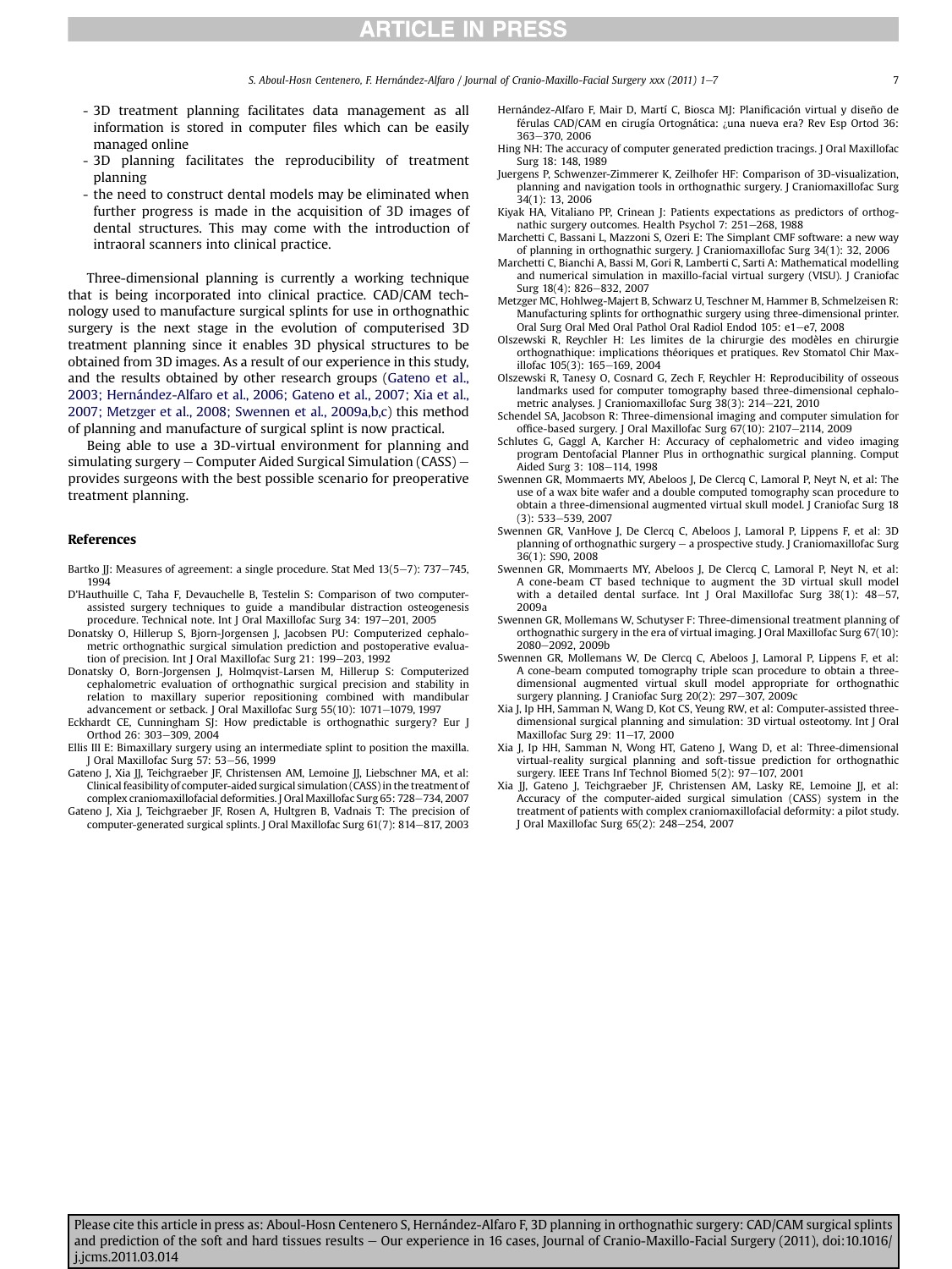- 3D treatment planning facilitates data management as all information is stored in computer files which can be easily managed online
- 3D planning facilitates the reproducibility of treatment planning
- the need to construct dental models may be eliminated when further progress is made in the acquisition of 3D images of dental structures. This may come with the introduction of intraoral scanners into clinical practice.

Three-dimensional planning is currently a working technique that is being incorporated into clinical practice. CAD/CAM technology used to manufacture surgical splints for use in orthognathic surgery is the next stage in the evolution of computerised 3D treatment planning since it enables 3D physical structures to be obtained from 3D images. As a result of our experience in this study, and the results obtained by other research groups (Gateno et al., 2003; Hernández-Alfaro et al., 2006; Gateno et al., 2007; Xia et al., 2007; Metzger et al., 2008; Swennen et al., 2009a,b,c) this method of planning and manufacture of surgical splint is now practical.

Being able to use a 3D-virtual environment for planning and simulating surgery – Computer Aided Surgical Simulation (CASS) – provides surgeons with the best possible scenario for preoperative treatment planning.

## References

Bartko JJ: Measures of agreement: a single procedure. Stat Med 13(5–7): 737–745, 1994

D'Hauthuille C, Taha F, Devauchelle B, Testelin S: Comparison of two computer-assisted surgery techniques to guide a mandibular distraction osteogenesis procedure. Technical note. Int J Oral Maxillofac Surg 34: 197–201, 2005

Donatsky O, Hillerup S, Bjorn-Jorgensen J, Jacobsen PU: Computerized cephalometric orthognathic surgical simulation prediction and postoperative evaluation of precision. Int J Oral Maxillofac Surg 21: 199–203, 1992

Donatsky O, Born-Jorgensen J, Holmqvist-Larsen M, Hillerup S: Computerized cephalometric evaluation of orthognathic surgical precision and stability in relation to maxillary superior repositioning combined with mandibular advancement or setback. J Oral Maxillofac Surg 55(10): 1071–1079, 1997

Eckhardt CE, Cunningham SJ: How predictable is orthognathic surgery? Eur J Orthod 26: 303–309, 2004

Ellis III E: Bimaxillary surgery using an intermediate splint to position the maxilla. J Oral Maxillofac Surg 57: 53–56, 1999

Gateno J, Xia JJ, Teichgraeber JF, Christensen AM, Lemoine JJ, Liebschner MA, et al: Clinical feasibility of computer-aided surgical simulation (CASS) in the treatment of complex craniomaxillofacial deformities. J Oral Maxillofac Surg 65: 728–734, 2007

Gateno J, Xia J, Teichgraeber JF, Rosen A, Hultgren B, Vadnais T: The precision of computer-generated surgical splints. J Oral Maxillofac Surg 61(7): 814–817, 2003

Hernández-Alfaro F, Mair D, Martí C, Biosca MJ: Planificación virtual y diseño de férulas CAD/CAM en cirugía Ortognática: ¿una nueva era? Rev Esp Ortod 36: 363–370, 2006

Hing NH: The accuracy of computer generated prediction tracings. J Oral Maxillofac Surg 18: 148, 1989

Juergens P, Schwenzer-Zimmerer K, Zeilhofer HF: Comparison of 3D-visualization, planning and navigation tools in orthognathic surgery. J Craniomaxillofac Surg 34(1): 13, 2006

Kiyak HA, Vitaliano PP, Crinean J: Patients expectations as predictors of orthognathic surgery outcomes. Health Psychol 7: 251–268, 1988

Marchetti C, Bassani L, Mazzoni S, Ozeri E: The Simplant CMF software: a new way of planning in orthognathic surgery. J Craniomaxillofac Surg 34(1): 32, 2006

Marchetti C, Bianchi A, Bassi M, Gori R, Lamberti C, Sarti A: Mathematical modelling and numerical simulation in maxillo-facial virtual surgery (VISU). J Craniofac Surg 18(4): 826–832, 2007

Metzger MC, Hohlweg-Majert B, Schwarz U, Teschner M, Hammer B, Schmelzeisen R: Manufacturing splints for orthognathic surgery using three-dimensional printer. Oral Surg Oral Med Oral Pathol Oral Radiol Endod 105: e1–e7, 2008

Olszewski R, Reychler H: Les limites de la chirurgie des modèles en chirurgie orthognathique: implications théoriques et pratiques. Rev Stomatol Chir Maxillofac 105(3): 165–169, 2004

Olszewski R, Tanesy O, Cosnard G, Zech F, Reychler H: Reproducibility of osseous landmarks used for computer tomography based three-dimensional cephalometric analyses. J Craniomaxillofac Surg 38(3): 214–221, 2010

Schendel SA, Jacobson R: Three-dimensional imaging and computer simulation for office-based surgery. J Oral Maxillofac Surg 67(10): 2107–2114, 2009

Schlutes G, Gaggl A, Karcher H: Accuracy of cephalometric and video imaging program Dentofacial Planner Plus in orthognathic surgical planning. Comput Aided Surg 3: 108–114, 1998

Swennen GR, Mommaerts MY, Abeloos J, De Clercq C, Lamoral P, Neyt N, et al: The use of a wax bite wafer and a double computed tomography scan procedure to obtain a three-dimensional augmented virtual skull model. J Craniofac Surg 18 (3): 533–539, 2007

Swennen GR, VanHove J, De Clercq C, Abeloos J, Lamoral P, Lippens F, et al: 3D planning of orthognathic surgery – a prospective study. J Craniomaxillofac Surg 36(1): S90, 2008

Swennen GR, Mommaerts MY, Abeloos J, De Clercq C, Lamoral P, Neyt N, et al: A cone-beam CT based technique to augment the 3D virtual skull model with a detailed dental surface. Int J Oral Maxillofac Surg 38(1): 48–57, 2009a

Swennen GR, Mollemans W, Schutyser F: Three-dimensional treatment planning of orthognathic surgery in the era of virtual imaging. J Oral Maxillofac Surg 67(10): 2080–2092, 2009b

Swennen GR, Mollemans W, De Clercq C, Abeloos J, Lamoral P, Lippens F, et al: A cone-beam computed tomography triple scan procedure to obtain a three-dimensional augmented virtual skull model appropriate for orthognathic surgery planning. J Craniofac Surg 20(2): 297–307, 2009c

Xia J, Ip HH, Samman N, Wang D, Kot CS, Yeung RW, et al: Computer-assisted three-dimensional surgical planning and simulation: 3D virtual osteotomy. Int J Oral Maxillofac Surg 29: 11–17, 2000

Xia J, Ip HH, Samman N, Wong HT, Gateno J, Wang D, et al: Three-dimensional virtual-reality surgical planning and soft-tissue prediction for orthognathic surgery. IEEE Trans Inf Technol Biomed 5(2): 97–107, 2001

Xia JJ, Gateno J, Teichgraeber JF, Christensen AM, Lasky RE, Lemoine JJ, et al: Accuracy of the computer-aided surgical simulation (CASS) system in the treatment of patients with complex craniomaxillofacial deformity: a pilot study. J Oral Maxillofac Surg 65(2): 248–254, 2007